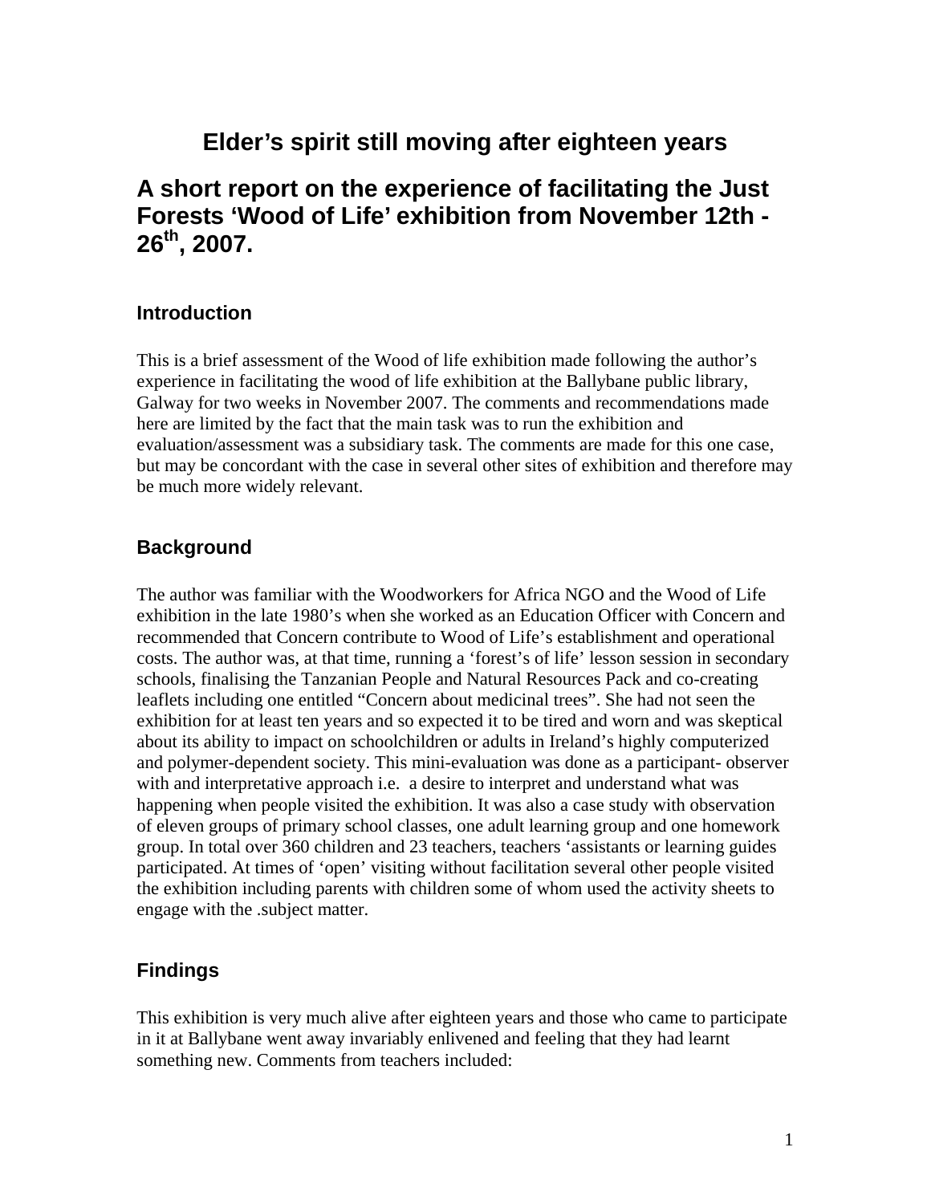# Elder's spirit still moving after eighteen years

## A short report on the experience of facilitating the Just Forests 'Wood of Life' exhibition from November 12th - 26th, 2007.

### Introduction

This is a brief assessment of the Wood of life exhibition made following the author's experience in facilitating the wood of life exhibition at the Ballybane public library, Galway for two weeks in November 2007. The comments and recommendations made here are limited by the fact that the main task was to run the exhibition and evaluation/assessment was a subsidiary task. The comments are made for this one case, but may be concordant with the case in several other sites of exhibition and therefore may be much more widely relevant.

### Background

The author was familiar with the Woodworkers for Africa NGO and the Wood of Life exhibition in the late 1980's when she worked as an Education Officer with Concern and recommended that Concern contribute to Wood of Life's establishment and operational costs. The author was, at that time, running a 'forest's of life' lesson session in secondary schools, finalising the Tanzanian People and Natural Resources Pack and co-creating leaflets including one entitled "Concern about medicinal trees". She had not seen the exhibition for at least ten years and so expected it to be tired and worn and was skeptical about its ability to impact on schoolchildren or adults in Ireland's highly computerized and polymer-dependent society. This mini-evaluation was done as a participant- observer with and interpretative approach i.e. a desire to interpret and understand what was happening when people visited the exhibition. It was also a case study with observation of eleven groups of primary school classes, one adult learning group and one homework group. In total over 360 children and 23 teachers, teachers 'assistants or learning guides participated. At times of 'open' visiting without facilitation several other people visited the exhibition including parents with children some of whom used the activity sheets to engage with the .subject matter.

### Findings

This exhibition is very much alive after eighteen years and those who came to participate in it at Ballybane went away invariably enlivened and feeling that they had learnt something new. Comments from teachers included: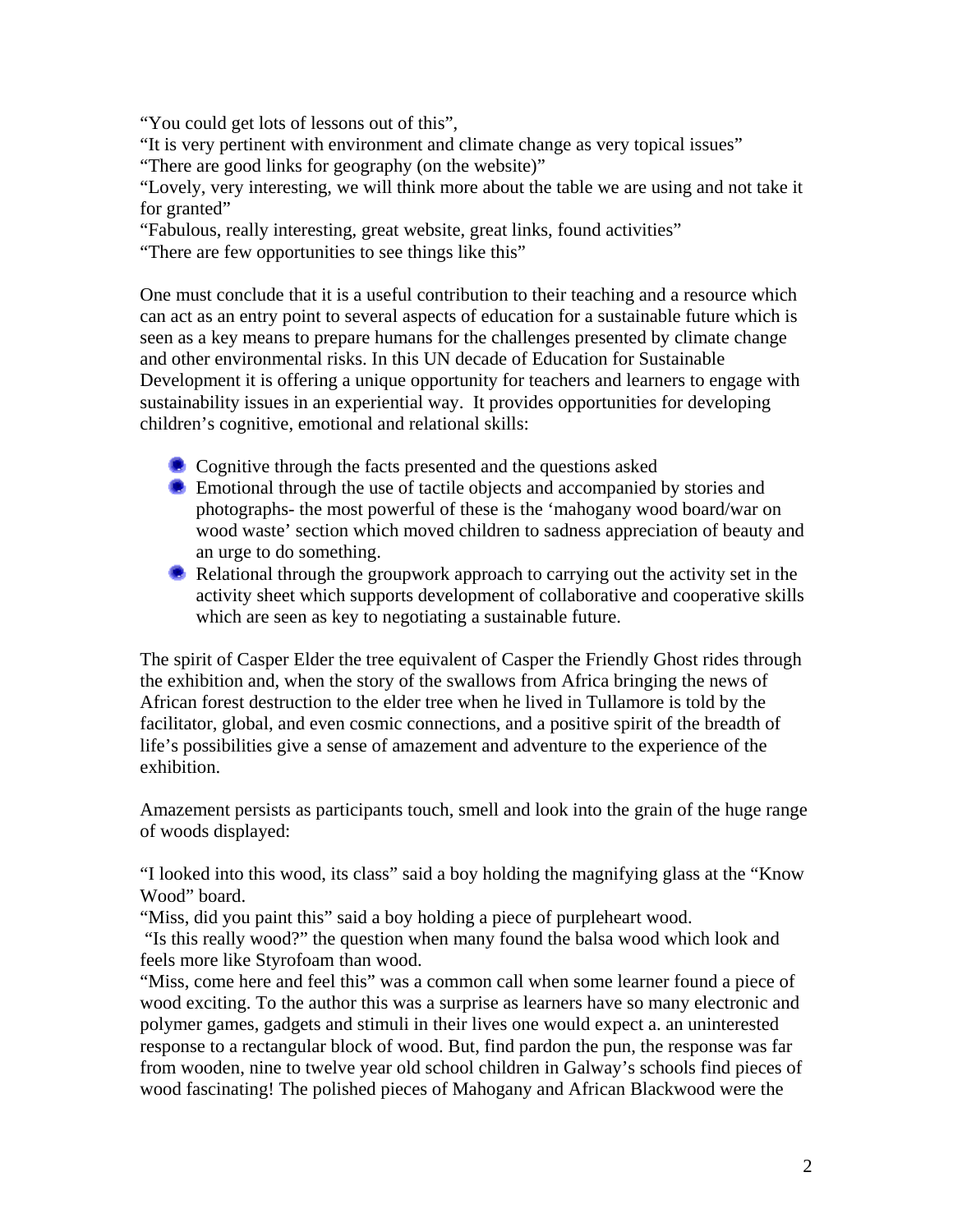"You could get lots of lessons out of this",
"It is very pertinent with environment and climate change as very topical issues"
"There are good links for geography (on the website)"
"Lovely, very interesting, we will think more about the table we are using and not take it for granted"
"Fabulous, really interesting, great website, great links, found activities"
"There are few opportunities to see things like this"

One must conclude that it is a useful contribution to their teaching and a resource which can act as an entry point to several aspects of education for a sustainable future which is seen as a key means to prepare humans for the challenges presented by climate change and other environmental risks. In this UN decade of Education for Sustainable Development it is offering a unique opportunity for teachers and learners to engage with sustainability issues in an experiential way. It provides opportunities for developing children's cognitive, emotional and relational skills:

- Cognitive through the facts presented and the questions asked
- Emotional through the use of tactile objects and accompanied by stories and photographs- the most powerful of these is the 'mahogany wood board/war on wood waste' section which moved children to sadness appreciation of beauty and an urge to do something.
- Relational through the groupwork approach to carrying out the activity set in the activity sheet which supports development of collaborative and cooperative skills which are seen as key to negotiating a sustainable future.

The spirit of Casper Elder the tree equivalent of Casper the Friendly Ghost rides through the exhibition and, when the story of the swallows from Africa bringing the news of African forest destruction to the elder tree when he lived in Tullamore is told by the facilitator, global, and even cosmic connections, and a positive spirit of the breadth of life's possibilities give a sense of amazement and adventure to the experience of the exhibition.

Amazement persists as participants touch, smell and look into the grain of the huge range of woods displayed:

"I looked into this wood, its class" said a boy holding the magnifying glass at the "Know Wood" board.
"Miss, did you paint this" said a boy holding a piece of purpleheart wood.
"Is this really wood?" the question when many found the balsa wood which look and feels more like Styrofoam than wood.
"Miss, come here and feel this" was a common call when some learner found a piece of wood exciting. To the author this was a surprise as learners have so many electronic and polymer games, gadgets and stimuli in their lives one would expect a. an uninterested response to a rectangular block of wood. But, find pardon the pun, the response was far from wooden, nine to twelve year old school children in Galway's schools find pieces of wood fascinating! The polished pieces of Mahogany and African Blackwood were the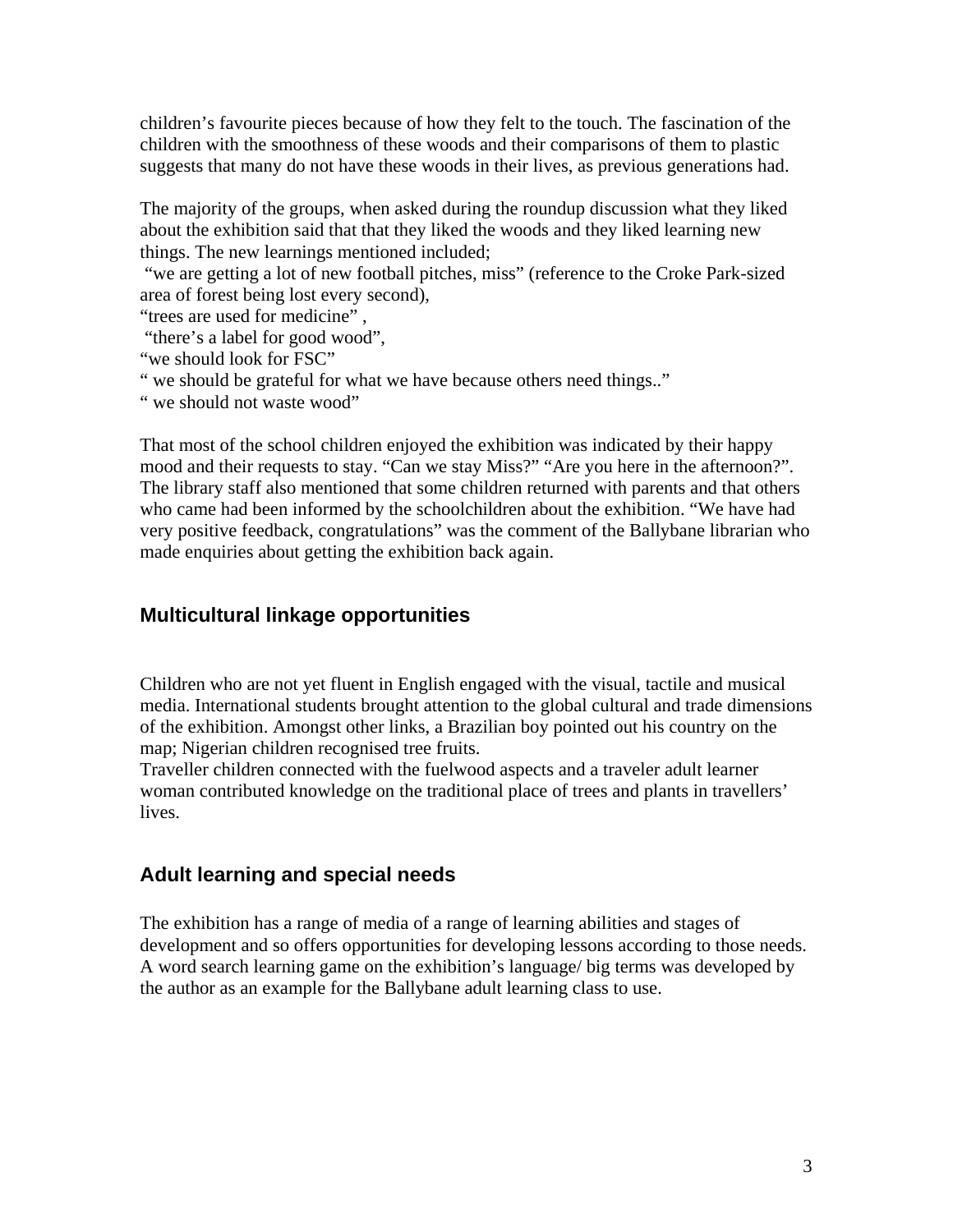children's favourite pieces because of how they felt to the touch. The fascination of the children with the smoothness of these woods and their comparisons of them to plastic suggests that many do not have these woods in their lives, as previous generations had.

The majority of the groups, when asked during the roundup discussion what they liked about the exhibition said that that they liked the woods and they liked learning new things. The new learnings mentioned included;
"we are getting a lot of new football pitches, miss" (reference to the Croke Park-sized area of forest being lost every second),
"trees are used for medicine" ,
"there's a label for good wood",
"we should look for FSC"
" we should be grateful for what we have because others need things.."
" we should not waste wood"

That most of the school children enjoyed the exhibition was indicated by their happy mood and their requests to stay. "Can we stay Miss?" "Are you here in the afternoon?". The library staff also mentioned that some children returned with parents and that others who came had been informed by the schoolchildren about the exhibition. "We have had very positive feedback, congratulations" was the comment of the Ballybane librarian who made enquiries about getting the exhibition back again.

## Multicultural linkage opportunities

Children who are not yet fluent in English engaged with the visual, tactile and musical media. International students brought attention to the global cultural and trade dimensions of the exhibition. Amongst other links, a Brazilian boy pointed out his country on the map; Nigerian children recognised tree fruits.
Traveller children connected with the fuelwood aspects and a traveler adult learner woman contributed knowledge on the traditional place of trees and plants in travellers' lives.

## Adult learning and special needs

The exhibition has a range of media of a range of learning abilities and stages of development and so offers opportunities for developing lessons according to those needs. A word search learning game on the exhibition's language/ big terms was developed by the author as an example for the Ballybane adult learning class to use.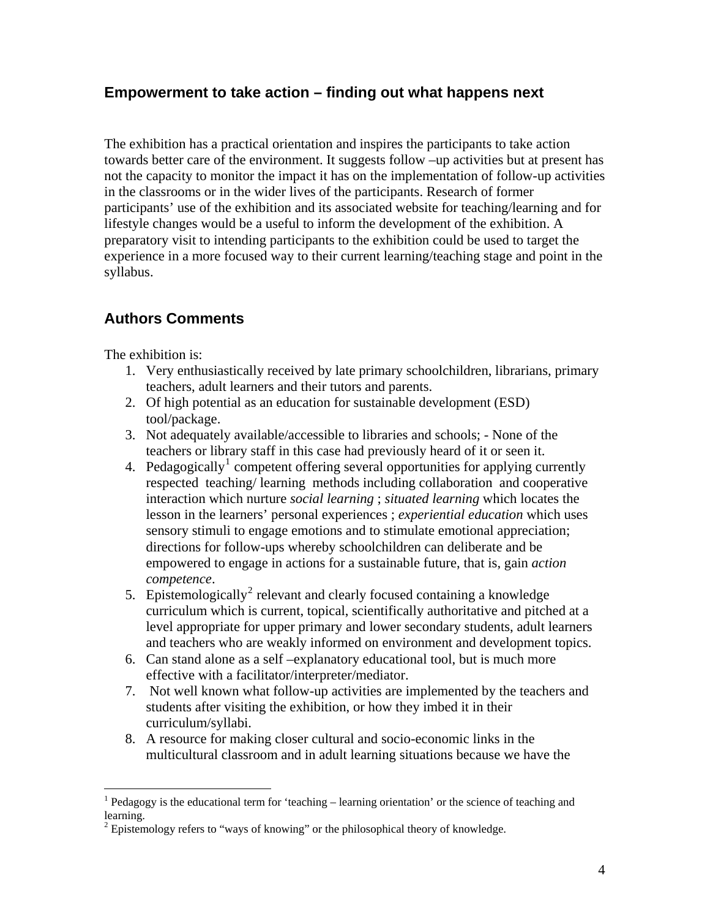## Empowerment to take action – finding out what happens next

The exhibition has a practical orientation and inspires the participants to take action towards better care of the environment. It suggests follow –up activities but at present has not the capacity to monitor the impact it has on the implementation of follow-up activities in the classrooms or in the wider lives of the participants. Research of former participants' use of the exhibition and its associated website for teaching/learning and for lifestyle changes would be a useful to inform the development of the exhibition. A preparatory visit to intending participants to the exhibition could be used to target the experience in a more focused way to their current learning/teaching stage and point in the syllabus.

## Authors Comments

The exhibition is:

1. Very enthusiastically received by late primary schoolchildren, librarians, primary teachers, adult learners and their tutors and parents.
2. Of high potential as an education for sustainable development (ESD) tool/package.
3. Not adequately available/accessible to libraries and schools; - None of the teachers or library staff in this case had previously heard of it or seen it.
4. Pedagogically[1] competent offering several opportunities for applying currently respected teaching/ learning methods including collaboration and cooperative interaction which nurture *social learning* ; *situated learning* which locates the lesson in the learners' personal experiences ; *experiential education* which uses sensory stimuli to engage emotions and to stimulate emotional appreciation; directions for follow-ups whereby schoolchildren can deliberate and be empowered to engage in actions for a sustainable future, that is, gain *action competence*.
5. Epistemologically[2] relevant and clearly focused containing a knowledge curriculum which is current, topical, scientifically authoritative and pitched at a level appropriate for upper primary and lower secondary students, adult learners and teachers who are weakly informed on environment and development topics.
6. Can stand alone as a self –explanatory educational tool, but is much more effective with a facilitator/interpreter/mediator.
7. Not well known what follow-up activities are implemented by the teachers and students after visiting the exhibition, or how they imbed it in their curriculum/syllabi.
8. A resource for making closer cultural and socio-economic links in the multicultural classroom and in adult learning situations because we have the

[1] Pedagogy is the educational term for 'teaching – learning orientation' or the science of teaching and learning.

[2] Epistemology refers to "ways of knowing" or the philosophical theory of knowledge.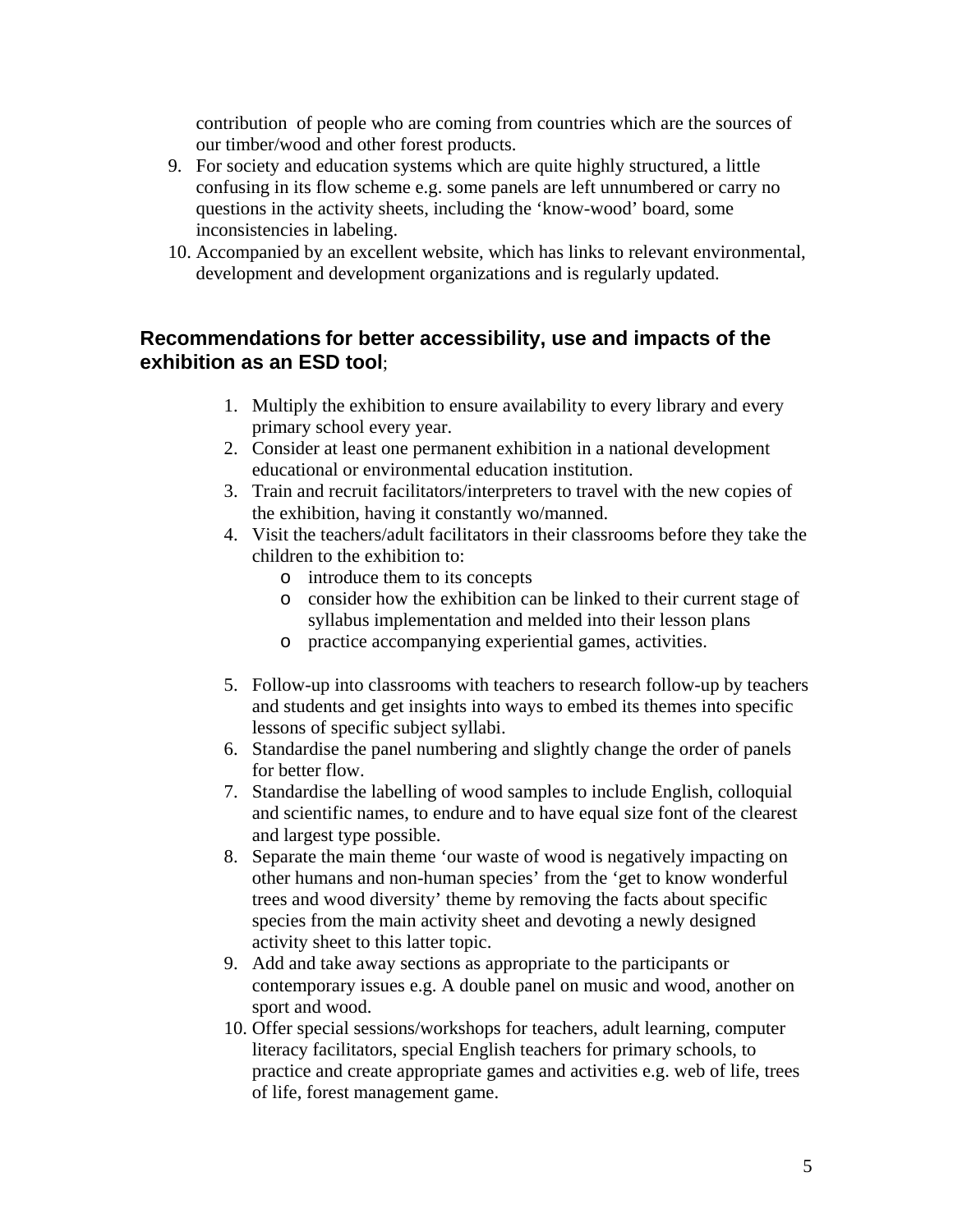contribution of people who are coming from countries which are the sources of our timber/wood and other forest products.

9. For society and education systems which are quite highly structured, a little confusing in its flow scheme e.g. some panels are left unnumbered or carry no questions in the activity sheets, including the 'know-wood' board, some inconsistencies in labeling.
10. Accompanied by an excellent website, which has links to relevant environmental, development and development organizations and is regularly updated.

## **Recommendations for better accessibility, use and impacts of the exhibition as an ESD tool**;

1. Multiply the exhibition to ensure availability to every library and every primary school every year.
2. Consider at least one permanent exhibition in a national development educational or environmental education institution.
3. Train and recruit facilitators/interpreters to travel with the new copies of the exhibition, having it constantly wo/manned.
4. Visit the teachers/adult facilitators in their classrooms before they take the children to the exhibition to:
   - introduce them to its concepts
   - consider how the exhibition can be linked to their current stage of syllabus implementation and melded into their lesson plans
   - practice accompanying experiential games, activities.
5. Follow-up into classrooms with teachers to research follow-up by teachers and students and get insights into ways to embed its themes into specific lessons of specific subject syllabi.
6. Standardise the panel numbering and slightly change the order of panels for better flow.
7. Standardise the labelling of wood samples to include English, colloquial and scientific names, to endure and to have equal size font of the clearest and largest type possible.
8. Separate the main theme 'our waste of wood is negatively impacting on other humans and non-human species' from the 'get to know wonderful trees and wood diversity' theme by removing the facts about specific species from the main activity sheet and devoting a newly designed activity sheet to this latter topic.
9. Add and take away sections as appropriate to the participants or contemporary issues e.g. A double panel on music and wood, another on sport and wood.
10. Offer special sessions/workshops for teachers, adult learning, computer literacy facilitators, special English teachers for primary schools, to practice and create appropriate games and activities e.g. web of life, trees of life, forest management game.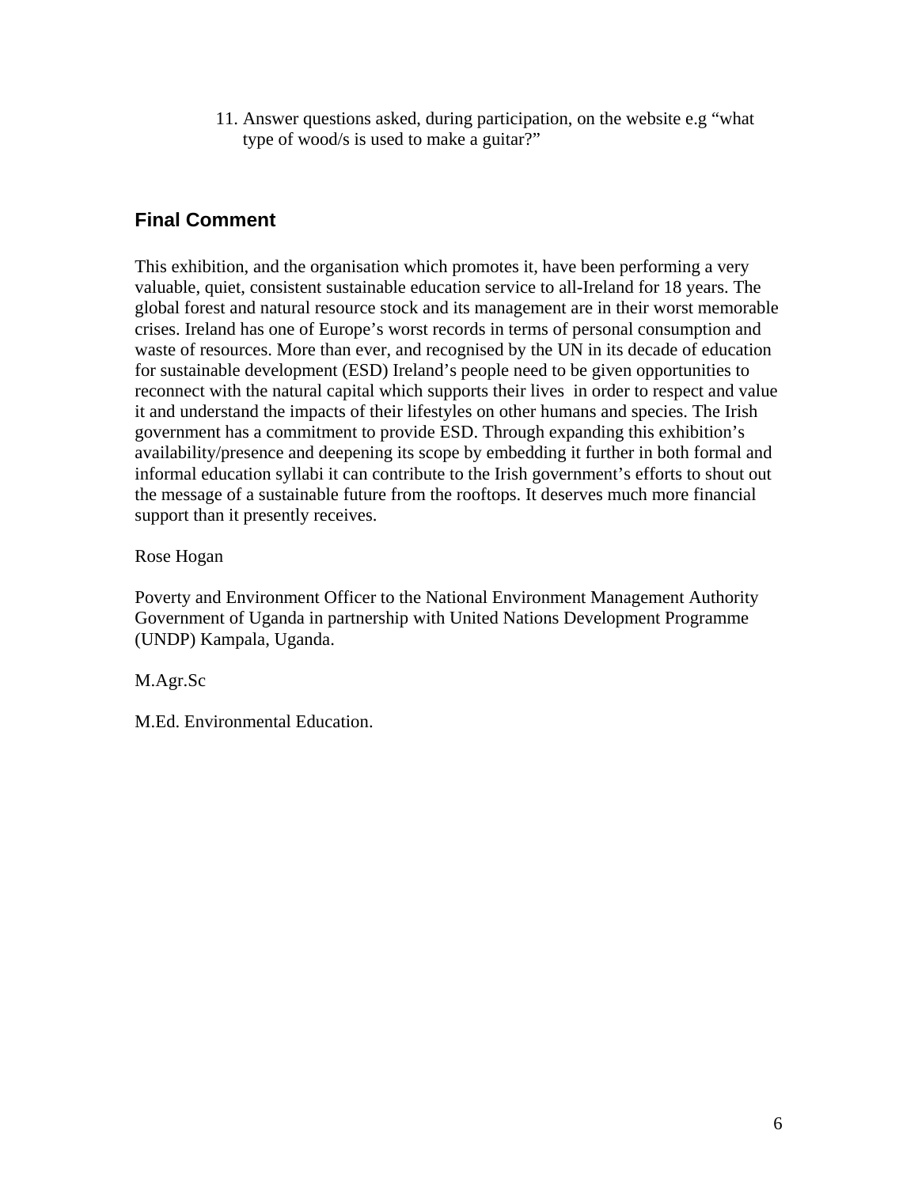11. Answer questions asked, during participation, on the website e.g "what type of wood/s is used to make a guitar?"

## Final Comment

This exhibition, and the organisation which promotes it, have been performing a very valuable, quiet, consistent sustainable education service to all-Ireland for 18 years. The global forest and natural resource stock and its management are in their worst memorable crises. Ireland has one of Europe's worst records in terms of personal consumption and waste of resources. More than ever, and recognised by the UN in its decade of education for sustainable development (ESD) Ireland's people need to be given opportunities to reconnect with the natural capital which supports their lives in order to respect and value it and understand the impacts of their lifestyles on other humans and species. The Irish government has a commitment to provide ESD. Through expanding this exhibition's availability/presence and deepening its scope by embedding it further in both formal and informal education syllabi it can contribute to the Irish government's efforts to shout out the message of a sustainable future from the rooftops. It deserves much more financial support than it presently receives.

Rose Hogan

Poverty and Environment Officer to the National Environment Management Authority Government of Uganda in partnership with United Nations Development Programme (UNDP) Kampala, Uganda.

M.Agr.Sc

M.Ed. Environmental Education.